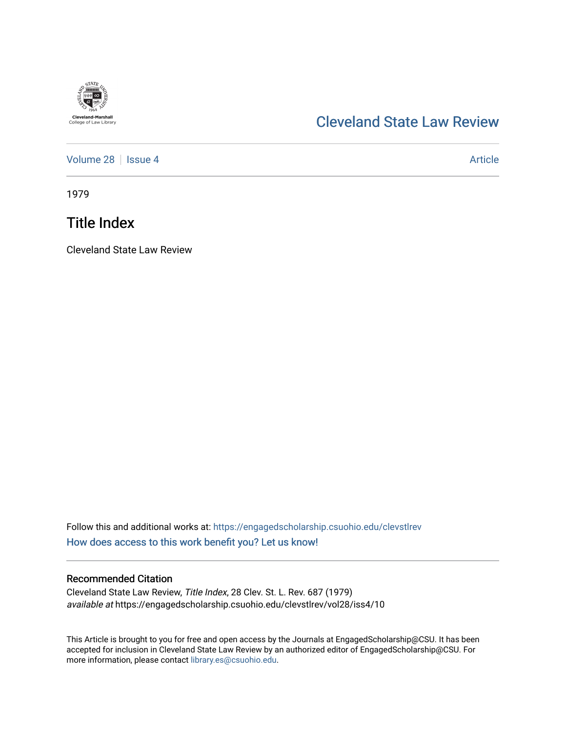Cleveland-Marshall College of Law Library

# Cleveland State Law Review

Volume 28 | Issue 4 | Article

1979

## Title Index

Cleveland State Law Review

Follow this and additional works at: https://engagedscholarship.csuohio.edu/clevstlrev

How does access to this work benefit you? Let us know!

### Recommended Citation

Cleveland State Law Review, *Title Index*, 28 Clev. St. L. Rev. 687 (1979)
*available at* https://engagedscholarship.csuohio.edu/clevstlrev/vol28/iss4/10

This Article is brought to you for free and open access by the Journals at EngagedScholarship@CSU. It has been accepted for inclusion in Cleveland State Law Review by an authorized editor of EngagedScholarship@CSU. For more information, please contact library.es@csuohio.edu.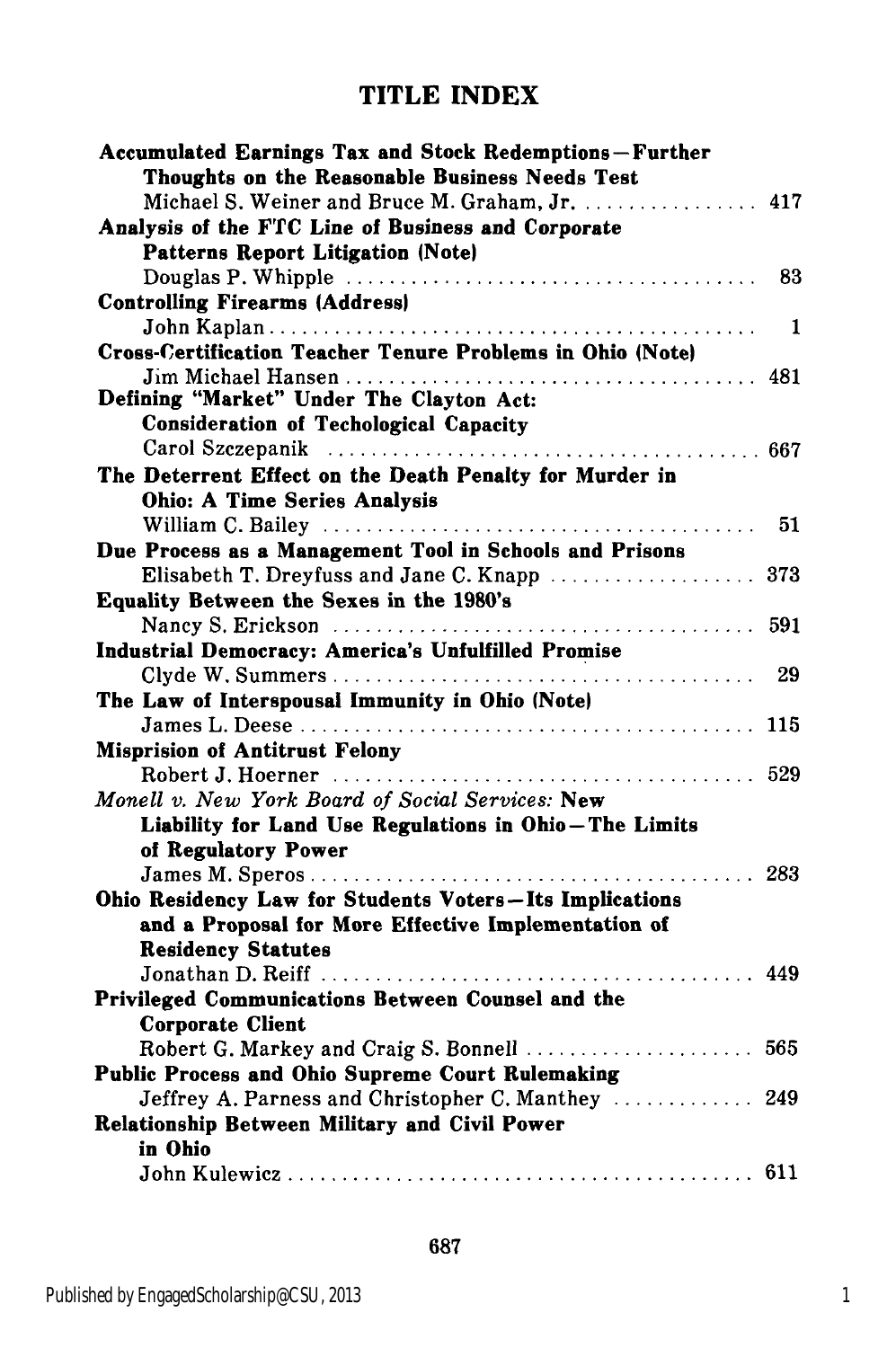# TITLE INDEX

**Accumulated Earnings Tax and Stock Redemptions—Further Thoughts on the Reasonable Business Needs Test**
Michael S. Weiner and Bruce M. Graham, Jr. .................. 417

**Analysis of the FTC Line of Business and Corporate Patterns Report Litigation (Note)**
Douglas P. Whipple .................. 83

**Controlling Firearms (Address)**
John Kaplan .................. 1

**Cross-Certification Teacher Tenure Problems in Ohio (Note)**
Jim Michael Hansen .................. 481

**Defining "Market" Under The Clayton Act: Consideration of Techological Capacity**
Carol Szczepanik .................. 667

**The Deterrent Effect on the Death Penalty for Murder in Ohio: A Time Series Analysis**
William C. Bailey .................. 51

**Due Process as a Management Tool in Schools and Prisons**
Elisabeth T. Dreyfuss and Jane C. Knapp .................. 373

**Equality Between the Sexes in the 1980's**
Nancy S. Erickson .................. 591

**Industrial Democracy: America's Unfulfilled Promise**
Clyde W. Summers .................. 29

**The Law of Interspousal Immunity in Ohio (Note)**
James L. Deese .................. 115

**Misprision of Antitrust Felony**
Robert J. Hoerner .................. 529

*Monell v. New York Board of Social Services:* **New Liability for Land Use Regulations in Ohio—The Limits of Regulatory Power**
James M. Speros .................. 283

**Ohio Residency Law for Students Voters—Its Implications and a Proposal for More Effective Implementation of Residency Statutes**
Jonathan D. Reiff .................. 449

**Privileged Communications Between Counsel and the Corporate Client**
Robert G. Markey and Craig S. Bonnell .................. 565

**Public Process and Ohio Supreme Court Rulemaking**
Jeffrey A. Parness and Christopher C. Manthey .................. 249

**Relationship Between Military and Civil Power in Ohio**
John Kulewicz .................. 611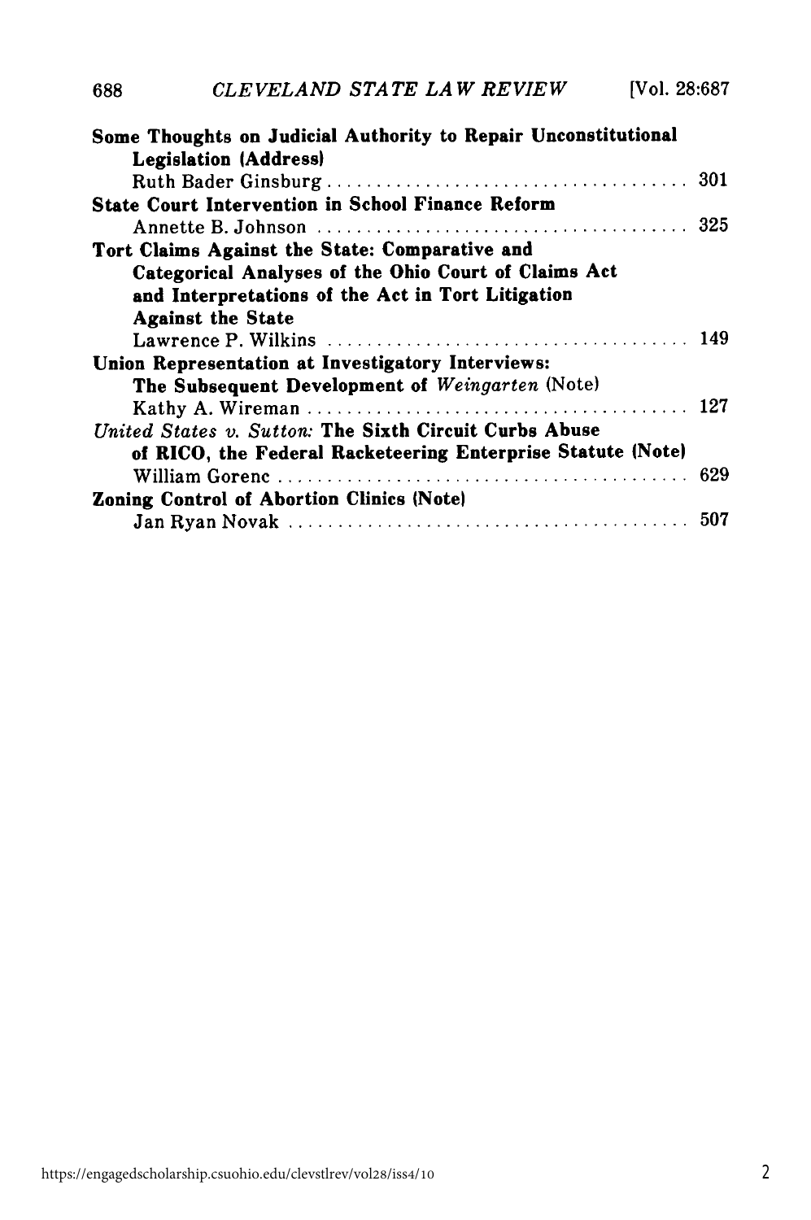**Some Thoughts on Judicial Authority to Repair Unconstitutional Legislation (Address)**
Ruth Bader Ginsburg . . . . . . . . . . . . . . . . . . . . . . . . . . . . . . . . . . . . 301

**State Court Intervention in School Finance Reform**
Annette B. Johnson . . . . . . . . . . . . . . . . . . . . . . . . . . . . . . . . . . . . . 325

**Tort Claims Against the State: Comparative and Categorical Analyses of the Ohio Court of Claims Act and Interpretations of the Act in Tort Litigation Against the State**
Lawrence P. Wilkins . . . . . . . . . . . . . . . . . . . . . . . . . . . . . . . . . . . . 149

**Union Representation at Investigatory Interviews: The Subsequent Development of *Weingarten* (Note)**
Kathy A. Wireman . . . . . . . . . . . . . . . . . . . . . . . . . . . . . . . . . . . . . . 127

***United States v. Sutton:* The Sixth Circuit Curbs Abuse of RICO, the Federal Racketeering Enterprise Statute (Note)**
William Gorenc . . . . . . . . . . . . . . . . . . . . . . . . . . . . . . . . . . . . . . . . . 629

**Zoning Control of Abortion Clinics (Note)**
Jan Ryan Novak . . . . . . . . . . . . . . . . . . . . . . . . . . . . . . . . . . . . . . . . 507